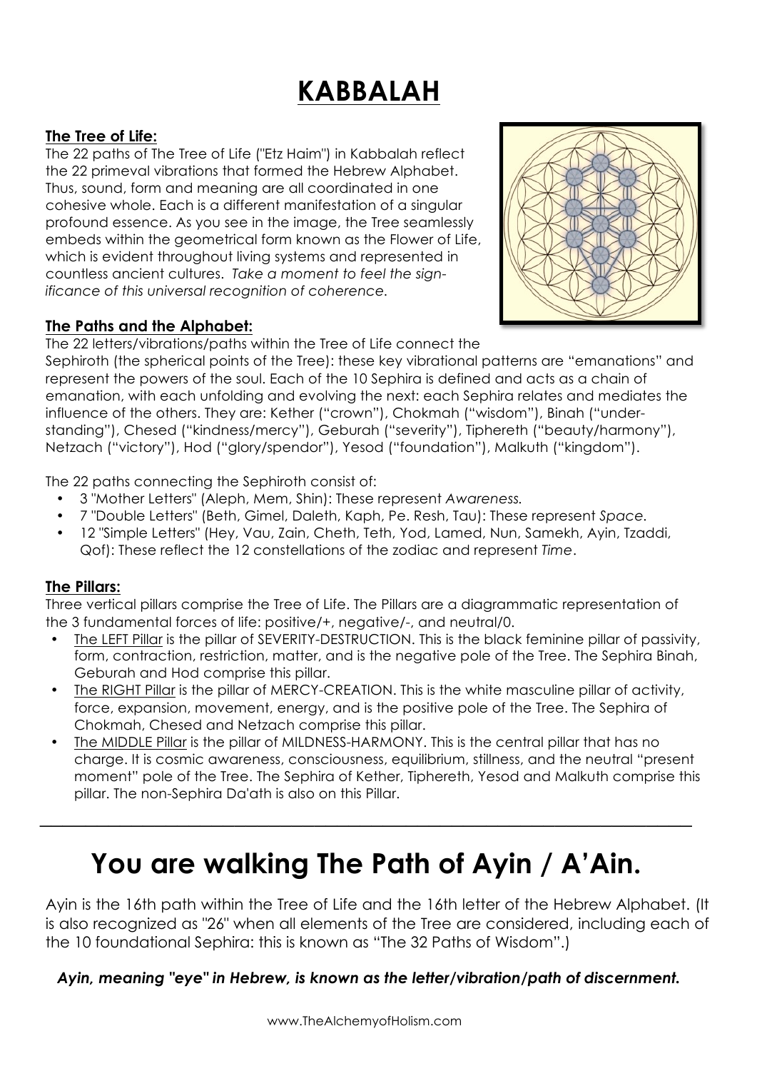# KABBALAH

## The Tree of Life:

The 22 paths of The Tree of Life ("Etz Haim") in Kabbalah reflect the 22 primeval vibrations that formed the Hebrew Alphabet. Thus, sound, form and meaning are all coordinated in one cohesive whole. Each is a different manifestation of a singular profound essence. As you see in the image, the Tree seamlessly embeds within the geometrical form known as the Flower of Life, which is evident throughout living systems and represented in countless ancient cultures. *Take a moment to feel the significance of this universal recognition of coherence.*

## The Paths and the Alphabet:

The 22 letters/vibrations/paths within the Tree of Life connect the Sephiroth (the spherical points of the Tree): these key vibrational patterns are "emanations" and represent the powers of the soul. Each of the 10 Sephira is defined and acts as a chain of emanation, with each unfolding and evolving the next: each Sephira relates and mediates the influence of the others. They are: Kether ("crown"), Chokmah ("wisdom"), Binah ("understanding"), Chesed ("kindness/mercy"), Geburah ("severity"), Tiphereth ("beauty/harmony"), Netzach ("victory"), Hod ("glory/spendor"), Yesod ("foundation"), Malkuth ("kingdom").

The 22 paths connecting the Sephiroth consist of:

- 3 "Mother Letters" (Aleph, Mem, Shin): These represent *Awareness.*
- 7 "Double Letters" (Beth, Gimel, Daleth, Kaph, Pe. Resh, Tau): These represent *Space.*
- 12 "Simple Letters" (Hey, Vau, Zain, Cheth, Teth, Yod, Lamed, Nun, Samekh, Ayin, Tzaddi, Qof): These reflect the 12 constellations of the zodiac and represent *Time*.

## The Pillars:

Three vertical pillars comprise the Tree of Life. The Pillars are a diagrammatic representation of the 3 fundamental forces of life: positive/+, negative/-, and neutral/0.

- The LEFT Pillar is the pillar of SEVERITY-DESTRUCTION. This is the black feminine pillar of passivity, form, contraction, restriction, matter, and is the negative pole of the Tree. The Sephira Binah, Geburah and Hod comprise this pillar.
- The RIGHT Pillar is the pillar of MERCY-CREATION. This is the white masculine pillar of activity, force, expansion, movement, energy, and is the positive pole of the Tree. The Sephira of Chokmah, Chesed and Netzach comprise this pillar.
- The MIDDLE Pillar is the pillar of MILDNESS-HARMONY. This is the central pillar that has no charge. It is cosmic awareness, consciousness, equilibrium, stillness, and the neutral "present moment" pole of the Tree. The Sephira of Kether, Tiphereth, Yesod and Malkuth comprise this pillar. The non-Sephira Da'ath is also on this Pillar.

---

# You are walking The Path of Ayin / A'Ain.

Ayin is the 16th path within the Tree of Life and the 16th letter of the Hebrew Alphabet. (It is also recognized as "26" when all elements of the Tree are considered, including each of the 10 foundational Sephira: this is known as "The 32 Paths of Wisdom".)

***Ayin, meaning "eye" in Hebrew, is known as the letter/vibration/path of discernment.***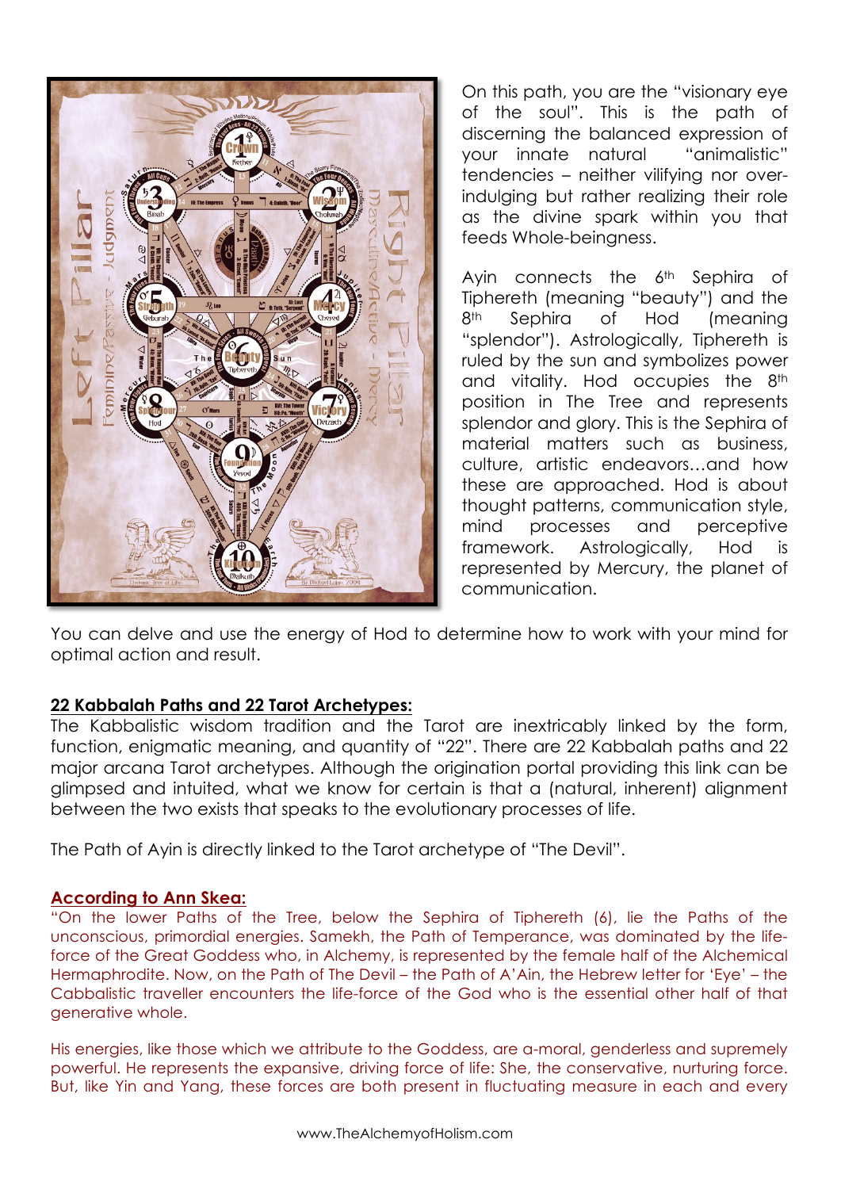On this path, you are the "visionary eye of the soul". This is the path of discerning the balanced expression of your innate natural "animalistic" tendencies – neither vilifying nor over-indulging but rather realizing their role as the divine spark within you that feeds Whole-beingness.

Ayin connects the 6th Sephira of Tiphereth (meaning "beauty") and the 8th Sephira of Hod (meaning "splendor"). Astrologically, Tiphereth is ruled by the sun and symbolizes power and vitality. Hod occupies the 8th position in The Tree and represents splendor and glory. This is the Sephira of material matters such as business, culture, artistic endeavors…and how these are approached. Hod is about thought patterns, communication style, mind processes and perceptive framework. Astrologically, Hod is represented by Mercury, the planet of communication.

You can delve and use the energy of Hod to determine how to work with your mind for optimal action and result.

**22 Kabbalah Paths and 22 Tarot Archetypes:**

The Kabbalistic wisdom tradition and the Tarot are inextricably linked by the form, function, enigmatic meaning, and quantity of "22". There are 22 Kabbalah paths and 22 major arcana Tarot archetypes. Although the origination portal providing this link can be glimpsed and intuited, what we know for certain is that a (natural, inherent) alignment between the two exists that speaks to the evolutionary processes of life.

The Path of Ayin is directly linked to the Tarot archetype of "The Devil".

**According to Ann Skea:**

"On the lower Paths of the Tree, below the Sephira of Tiphereth (6), lie the Paths of the unconscious, primordial energies. Samekh, the Path of Temperance, was dominated by the life-force of the Great Goddess who, in Alchemy, is represented by the female half of the Alchemical Hermaphrodite. Now, on the Path of The Devil – the Path of A'Ain, the Hebrew letter for 'Eye' – the Cabbalistic traveller encounters the life-force of the God who is the essential other half of that generative whole.

His energies, like those which we attribute to the Goddess, are a-moral, genderless and supremely powerful. He represents the expansive, driving force of life: She, the conservative, nurturing force. But, like Yin and Yang, these forces are both present in fluctuating measure in each and every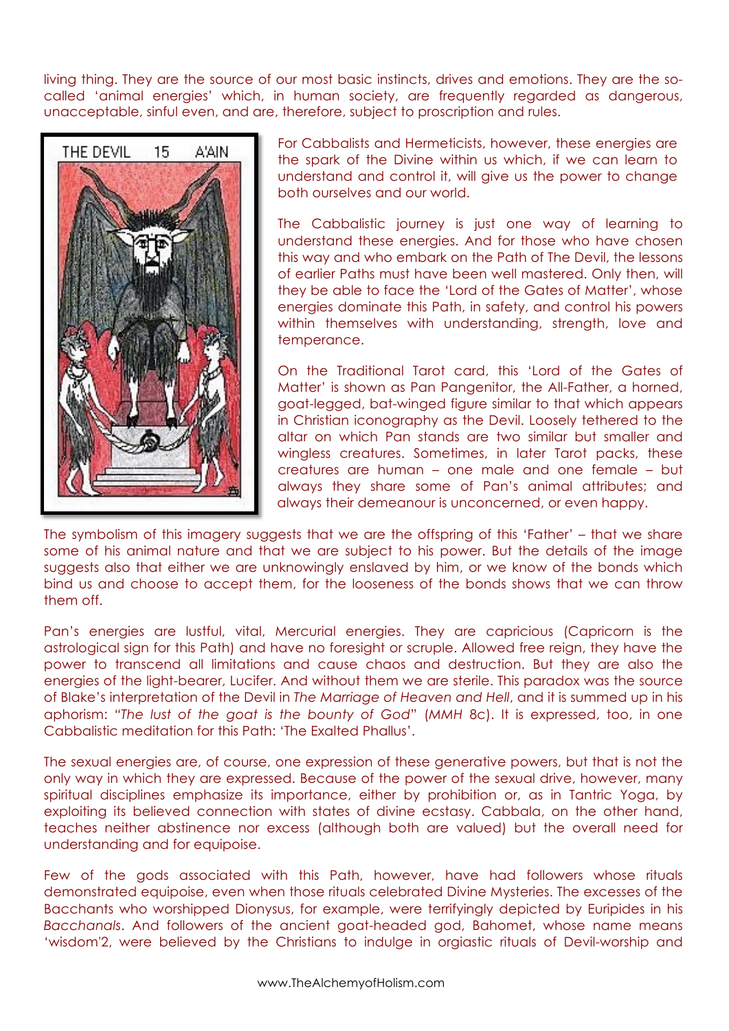living thing. They are the source of our most basic instincts, drives and emotions. They are the so-called 'animal energies' which, in human society, are frequently regarded as dangerous, unacceptable, sinful even, and are, therefore, subject to proscription and rules.

For Cabbalists and Hermeticists, however, these energies are the spark of the Divine within us which, if we can learn to understand and control it, will give us the power to change both ourselves and our world.

The Cabbalistic journey is just one way of learning to understand these energies. And for those who have chosen this way and who embark on the Path of The Devil, the lessons of earlier Paths must have been well mastered. Only then, will they be able to face the 'Lord of the Gates of Matter', whose energies dominate this Path, in safety, and control his powers within themselves with understanding, strength, love and temperance.

On the Traditional Tarot card, this 'Lord of the Gates of Matter' is shown as Pan Pangenitor, the All-Father, a horned, goat-legged, bat-winged figure similar to that which appears in Christian iconography as the Devil. Loosely tethered to the altar on which Pan stands are two similar but smaller and wingless creatures. Sometimes, in later Tarot packs, these creatures are human – one male and one female – but always they share some of Pan's animal attributes; and always their demeanour is unconcerned, or even happy.

The symbolism of this imagery suggests that we are the offspring of this 'Father' – that we share some of his animal nature and that we are subject to his power. But the details of the image suggests also that either we are unknowingly enslaved by him, or we know of the bonds which bind us and choose to accept them, for the looseness of the bonds shows that we can throw them off.

Pan's energies are lustful, vital, Mercurial energies. They are capricious (Capricorn is the astrological sign for this Path) and have no foresight or scruple. Allowed free reign, they have the power to transcend all limitations and cause chaos and destruction. But they are also the energies of the light-bearer, Lucifer. And without them we are sterile. This paradox was the source of Blake's interpretation of the Devil in *The Marriage of Heaven and Hell*, and it is summed up in his aphorism: "*The lust of the goat is the bounty of God*" (*MMH* 8c). It is expressed, too, in one Cabbalistic meditation for this Path: 'The Exalted Phallus'.

The sexual energies are, of course, one expression of these generative powers, but that is not the only way in which they are expressed. Because of the power of the sexual drive, however, many spiritual disciplines emphasize its importance, either by prohibition or, as in Tantric Yoga, by exploiting its believed connection with states of divine ecstasy. Cabbala, on the other hand, teaches neither abstinence nor excess (although both are valued) but the overall need for understanding and for equipoise.

Few of the gods associated with this Path, however, have had followers whose rituals demonstrated equipoise, even when those rituals celebrated Divine Mysteries. The excesses of the Bacchants who worshipped Dionysus, for example, were terrifyingly depicted by Euripides in his *Bacchanals*. And followers of the ancient goat-headed god, Bahomet, whose name means 'wisdom'2, were believed by the Christians to indulge in orgiastic rituals of Devil-worship and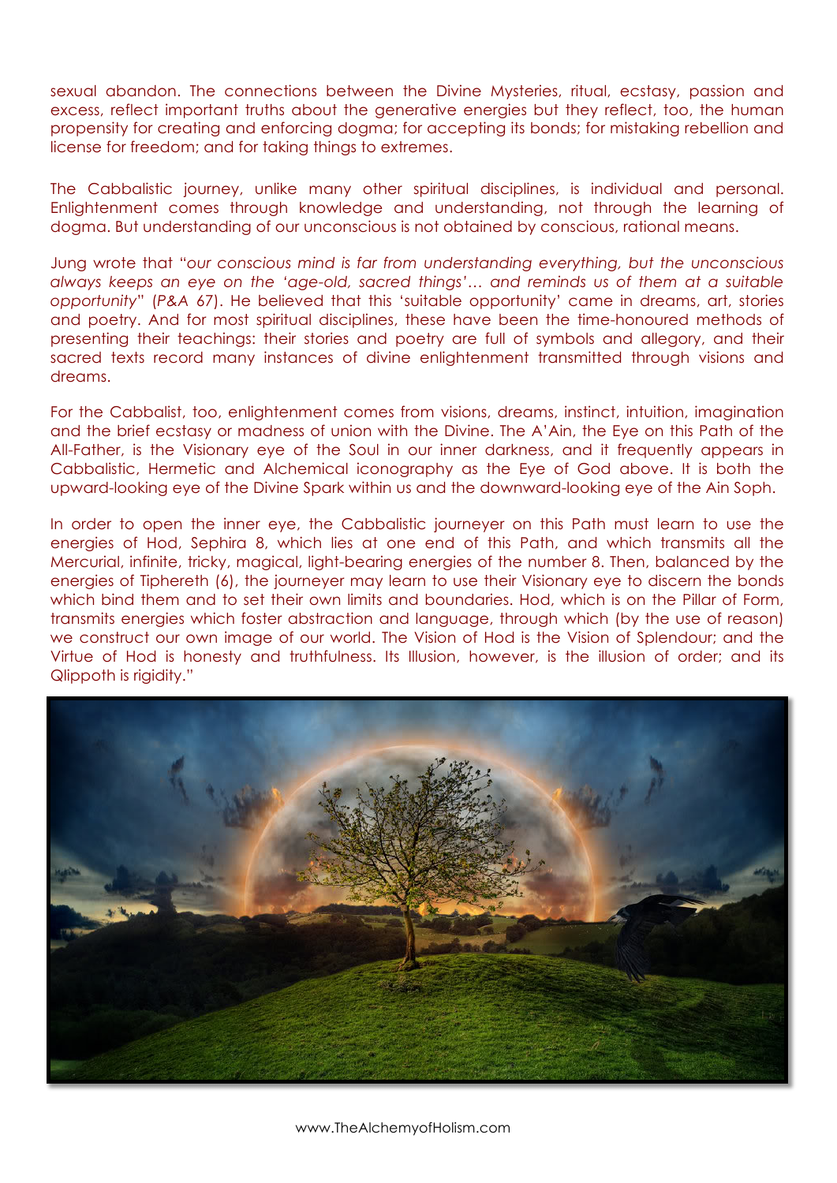sexual abandon. The connections between the Divine Mysteries, ritual, ecstasy, passion and excess, reflect important truths about the generative energies but they reflect, too, the human propensity for creating and enforcing dogma; for accepting its bonds; for mistaking rebellion and license for freedom; and for taking things to extremes.

The Cabbalistic journey, unlike many other spiritual disciplines, is individual and personal. Enlightenment comes through knowledge and understanding, not through the learning of dogma. But understanding of our unconscious is not obtained by conscious, rational means.

Jung wrote that "*our conscious mind is far from understanding everything, but the unconscious always keeps an eye on the 'age-old, sacred things'… and reminds us of them at a suitable opportunity*" (*P&A* 67). He believed that this 'suitable opportunity' came in dreams, art, stories and poetry. And for most spiritual disciplines, these have been the time-honoured methods of presenting their teachings: their stories and poetry are full of symbols and allegory, and their sacred texts record many instances of divine enlightenment transmitted through visions and dreams.

For the Cabbalist, too, enlightenment comes from visions, dreams, instinct, intuition, imagination and the brief ecstasy or madness of union with the Divine. The A'Ain, the Eye on this Path of the All-Father, is the Visionary eye of the Soul in our inner darkness, and it frequently appears in Cabbalistic, Hermetic and Alchemical iconography as the Eye of God above. It is both the upward-looking eye of the Divine Spark within us and the downward-looking eye of the Ain Soph.

In order to open the inner eye, the Cabbalistic journeyer on this Path must learn to use the energies of Hod, Sephira 8, which lies at one end of this Path, and which transmits all the Mercurial, infinite, tricky, magical, light-bearing energies of the number 8. Then, balanced by the energies of Tiphereth (6), the journeyer may learn to use their Visionary eye to discern the bonds which bind them and to set their own limits and boundaries. Hod, which is on the Pillar of Form, transmits energies which foster abstraction and language, through which (by the use of reason) we construct our own image of our world. The Vision of Hod is the Vision of Splendour; and the Virtue of Hod is honesty and truthfulness. Its Illusion, however, is the illusion of order; and its Qlippoth is rigidity."

www.TheAlchemyofHolism.com